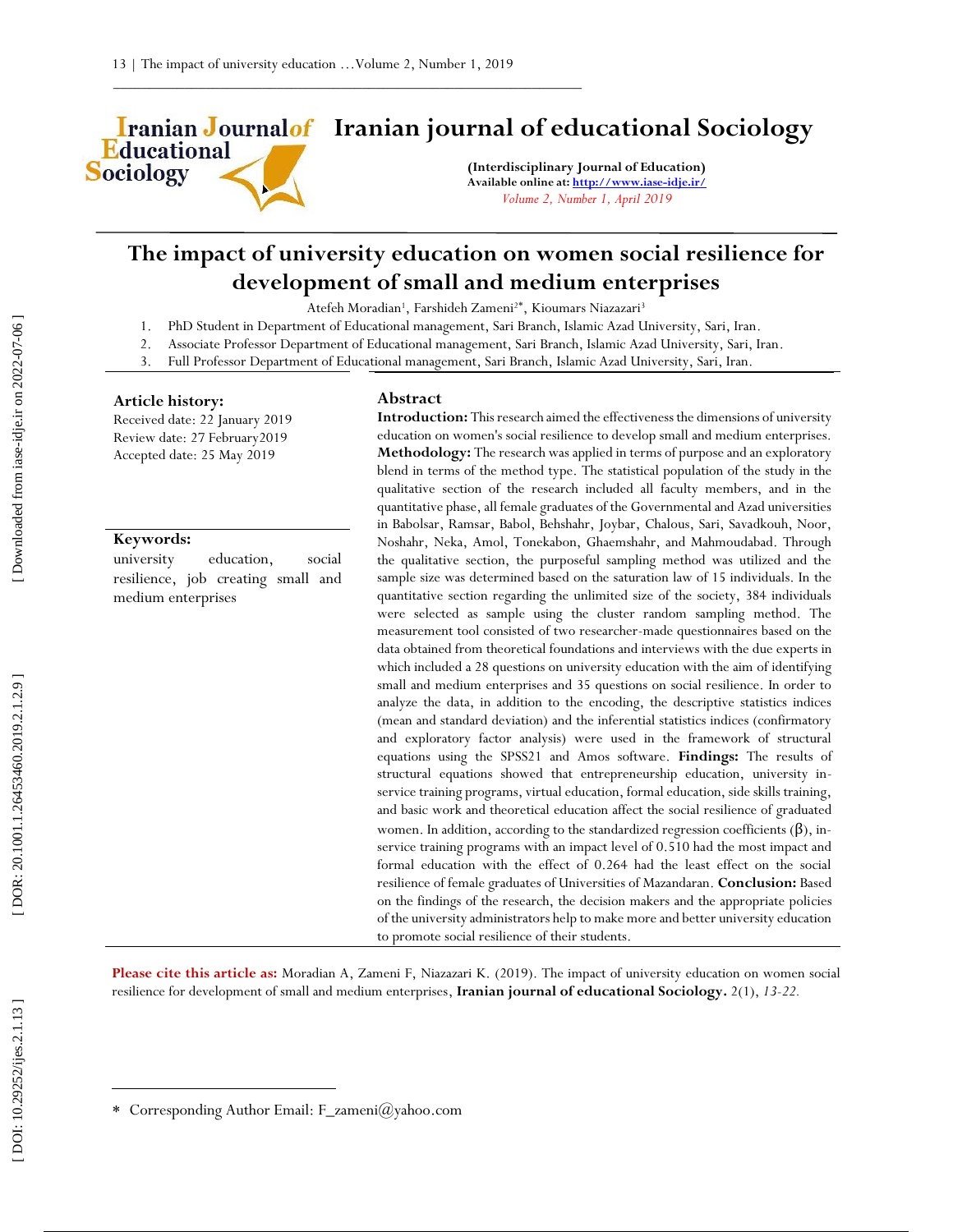# The impact of university education on women social resilience for development of small and medium enterprises

Atefeh Moradian[1], Farshideh Zameni[2*], Kioumars Niazazari[3]

1. PhD Student in Department of Educational management, Sari Branch, Islamic Azad University, Sari, Iran.
2. Associate Professor Department of Educational management, Sari Branch, Islamic Azad University, Sari, Iran.
3. Full Professor Department of Educational management, Sari Branch, Islamic Azad University, Sari, Iran.

**Article history:**

Received date: 22 January 2019
Review date: 27 February2019
Accepted date: 25 May 2019

**Keywords:**

university education, social resilience, job creating small and medium enterprises

## Abstract

**Introduction:** This research aimed the effectiveness the dimensions of university education on women's social resilience to develop small and medium enterprises. **Methodology:** The research was applied in terms of purpose and an exploratory blend in terms of the method type. The statistical population of the study in the qualitative section of the research included all faculty members, and in the quantitative phase, all female graduates of the Governmental and Azad universities in Babolsar, Ramsar, Babol, Behshahr, Joybar, Chalous, Sari, Savadkouh, Noor, Noshahr, Neka, Amol, Tonekabon, Ghaemshahr, and Mahmoudabad. Through the qualitative section, the purposeful sampling method was utilized and the sample size was determined based on the saturation law of 15 individuals. In the quantitative section regarding the unlimited size of the society, 384 individuals were selected as sample using the cluster random sampling method. The measurement tool consisted of two researcher-made questionnaires based on the data obtained from theoretical foundations and interviews with the due experts in which included a 28 questions on university education with the aim of identifying small and medium enterprises and 35 questions on social resilience. In order to analyze the data, in addition to the encoding, the descriptive statistics indices (mean and standard deviation) and the inferential statistics indices (confirmatory and exploratory factor analysis) were used in the framework of structural equations using the SPSS21 and Amos software. **Findings:** The results of structural equations showed that entrepreneurship education, university in-service training programs, virtual education, formal education, side skills training, and basic work and theoretical education affect the social resilience of graduated women. In addition, according to the standardized regression coefficients ($\beta$), in-service training programs with an impact level of 0.510 had the most impact and formal education with the effect of 0.264 had the least effect on the social resilience of female graduates of Universities of Mazandaran. **Conclusion:** Based on the findings of the research, the decision makers and the appropriate policies of the university administrators help to make more and better university education to promote social resilience of their students.

**Please cite this article as:** Moradian A, Zameni F, Niazazari K. (2019). The impact of university education on women social resilience for development of small and medium enterprises, **Iranian journal of educational Sociology.** 2(1), *13-22.*

\* Corresponding Author Email: F_zameni@yahoo.com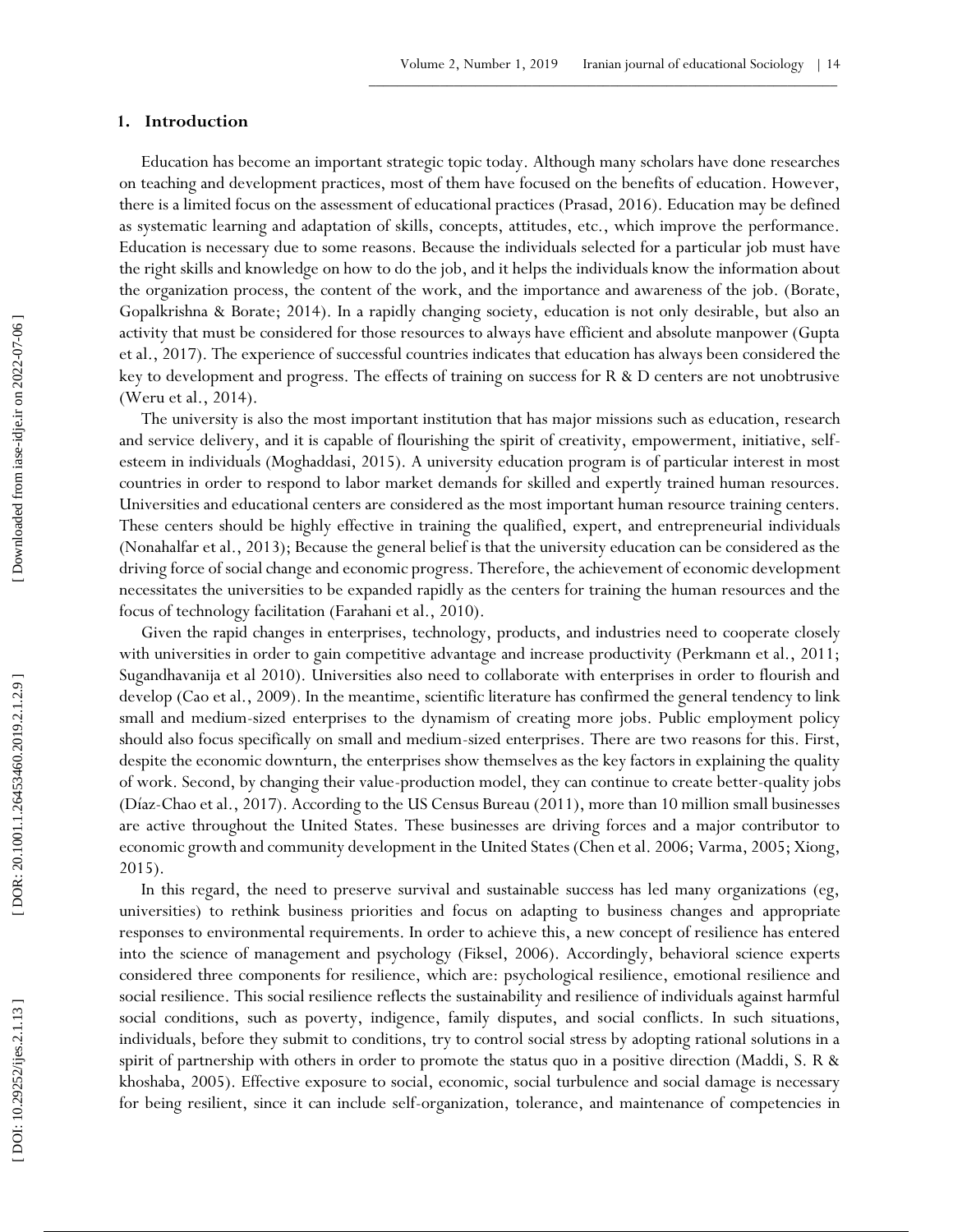## 1. Introduction

Education has become an important strategic topic today. Although many scholars have done researches on teaching and development practices, most of them have focused on the benefits of education. However, there is a limited focus on the assessment of educational practices (Prasad, 2016). Education may be defined as systematic learning and adaptation of skills, concepts, attitudes, etc., which improve the performance. Education is necessary due to some reasons. Because the individuals selected for a particular job must have the right skills and knowledge on how to do the job, and it helps the individuals know the information about the organization process, the content of the work, and the importance and awareness of the job. (Borate, Gopalkrishna & Borate; 2014). In a rapidly changing society, education is not only desirable, but also an activity that must be considered for those resources to always have efficient and absolute manpower (Gupta et al., 2017). The experience of successful countries indicates that education has always been considered the key to development and progress. The effects of training on success for R & D centers are not unobtrusive (Weru et al., 2014).

The university is also the most important institution that has major missions such as education, research and service delivery, and it is capable of flourishing the spirit of creativity, empowerment, initiative, self-esteem in individuals (Moghaddasi, 2015). A university education program is of particular interest in most countries in order to respond to labor market demands for skilled and expertly trained human resources. Universities and educational centers are considered as the most important human resource training centers. These centers should be highly effective in training the qualified, expert, and entrepreneurial individuals (Nonahalfar et al., 2013); Because the general belief is that the university education can be considered as the driving force of social change and economic progress. Therefore, the achievement of economic development necessitates the universities to be expanded rapidly as the centers for training the human resources and the focus of technology facilitation (Farahani et al., 2010).

Given the rapid changes in enterprises, technology, products, and industries need to cooperate closely with universities in order to gain competitive advantage and increase productivity (Perkmann et al., 2011; Sugandhavanija et al 2010). Universities also need to collaborate with enterprises in order to flourish and develop (Cao et al., 2009). In the meantime, scientific literature has confirmed the general tendency to link small and medium-sized enterprises to the dynamism of creating more jobs. Public employment policy should also focus specifically on small and medium-sized enterprises. There are two reasons for this. First, despite the economic downturn, the enterprises show themselves as the key factors in explaining the quality of work. Second, by changing their value-production model, they can continue to create better-quality jobs (Díaz-Chao et al., 2017). According to the US Census Bureau (2011), more than 10 million small businesses are active throughout the United States. These businesses are driving forces and a major contributor to economic growth and community development in the United States (Chen et al. 2006; Varma, 2005; Xiong, 2015).

In this regard, the need to preserve survival and sustainable success has led many organizations (eg, universities) to rethink business priorities and focus on adapting to business changes and appropriate responses to environmental requirements. In order to achieve this, a new concept of resilience has entered into the science of management and psychology (Fiksel, 2006). Accordingly, behavioral science experts considered three components for resilience, which are: psychological resilience, emotional resilience and social resilience. This social resilience reflects the sustainability and resilience of individuals against harmful social conditions, such as poverty, indigence, family disputes, and social conflicts. In such situations, individuals, before they submit to conditions, try to control social stress by adopting rational solutions in a spirit of partnership with others in order to promote the status quo in a positive direction (Maddi, S. R & khoshaba, 2005). Effective exposure to social, economic, social turbulence and social damage is necessary for being resilient, since it can include self-organization, tolerance, and maintenance of competencies in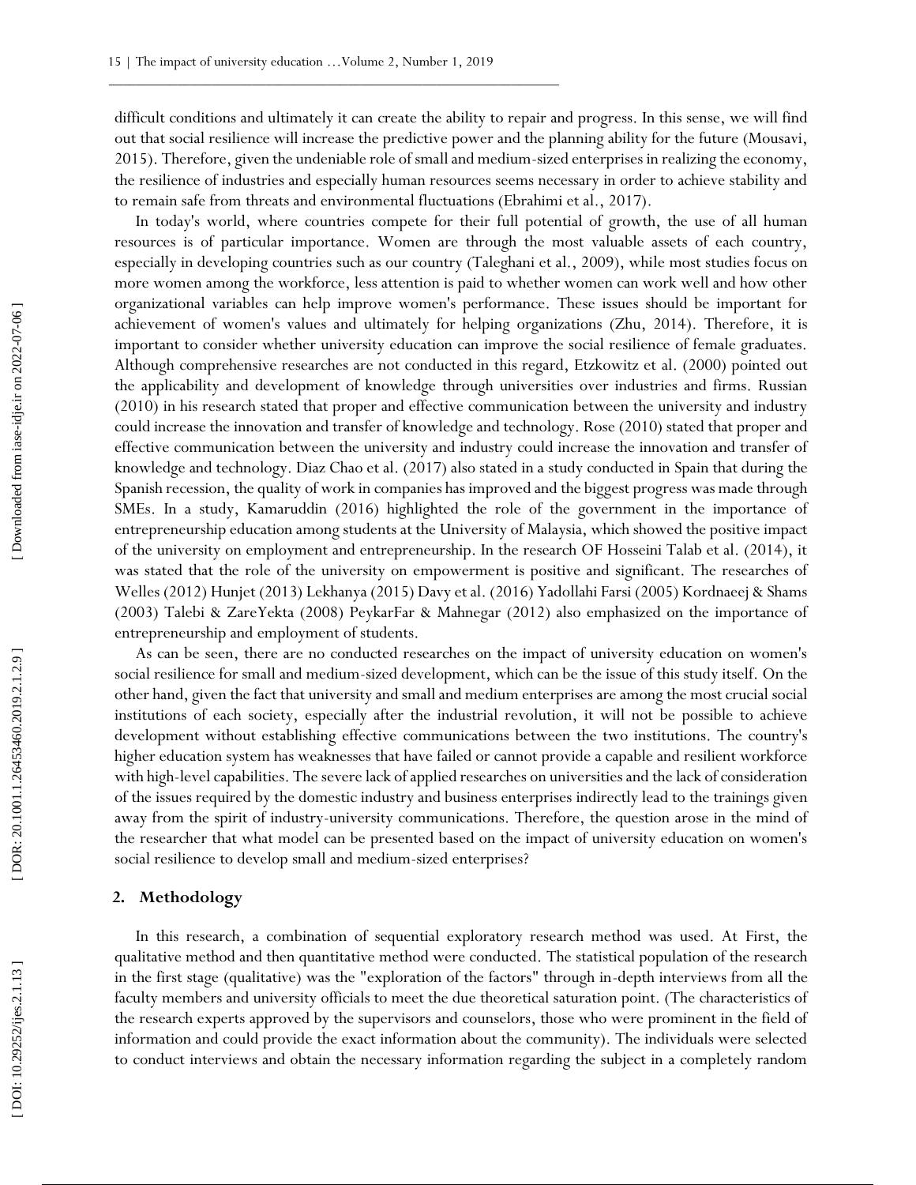difficult conditions and ultimately it can create the ability to repair and progress. In this sense, we will find out that social resilience will increase the predictive power and the planning ability for the future (Mousavi, 2015). Therefore, given the undeniable role of small and medium-sized enterprises in realizing the economy, the resilience of industries and especially human resources seems necessary in order to achieve stability and to remain safe from threats and environmental fluctuations (Ebrahimi et al., 2017).

In today's world, where countries compete for their full potential of growth, the use of all human resources is of particular importance. Women are through the most valuable assets of each country, especially in developing countries such as our country (Taleghani et al., 2009), while most studies focus on more women among the workforce, less attention is paid to whether women can work well and how other organizational variables can help improve women's performance. These issues should be important for achievement of women's values and ultimately for helping organizations (Zhu, 2014). Therefore, it is important to consider whether university education can improve the social resilience of female graduates. Although comprehensive researches are not conducted in this regard, Etzkowitz et al. (2000) pointed out the applicability and development of knowledge through universities over industries and firms. Russian (2010) in his research stated that proper and effective communication between the university and industry could increase the innovation and transfer of knowledge and technology. Rose (2010) stated that proper and effective communication between the university and industry could increase the innovation and transfer of knowledge and technology. Diaz Chao et al. (2017) also stated in a study conducted in Spain that during the Spanish recession, the quality of work in companies has improved and the biggest progress was made through SMEs. In a study, Kamaruddin (2016) highlighted the role of the government in the importance of entrepreneurship education among students at the University of Malaysia, which showed the positive impact of the university on employment and entrepreneurship. In the research OF Hosseini Talab et al. (2014), it was stated that the role of the university on empowerment is positive and significant. The researches of Welles (2012) Hunjet (2013) Lekhanya (2015) Davy et al. (2016) Yadollahi Farsi (2005) Kordnaeej & Shams (2003) Talebi & ZareYekta (2008) PeykarFar & Mahnegar (2012) also emphasized on the importance of entrepreneurship and employment of students.

As can be seen, there are no conducted researches on the impact of university education on women's social resilience for small and medium-sized development, which can be the issue of this study itself. On the other hand, given the fact that university and small and medium enterprises are among the most crucial social institutions of each society, especially after the industrial revolution, it will not be possible to achieve development without establishing effective communications between the two institutions. The country's higher education system has weaknesses that have failed or cannot provide a capable and resilient workforce with high-level capabilities. The severe lack of applied researches on universities and the lack of consideration of the issues required by the domestic industry and business enterprises indirectly lead to the trainings given away from the spirit of industry-university communications. Therefore, the question arose in the mind of the researcher that what model can be presented based on the impact of university education on women's social resilience to develop small and medium-sized enterprises?

## 2. Methodology

In this research, a combination of sequential exploratory research method was used. At First, the qualitative method and then quantitative method were conducted. The statistical population of the research in the first stage (qualitative) was the "exploration of the factors" through in-depth interviews from all the faculty members and university officials to meet the due theoretical saturation point. (The characteristics of the research experts approved by the supervisors and counselors, those who were prominent in the field of information and could provide the exact information about the community). The individuals were selected to conduct interviews and obtain the necessary information regarding the subject in a completely random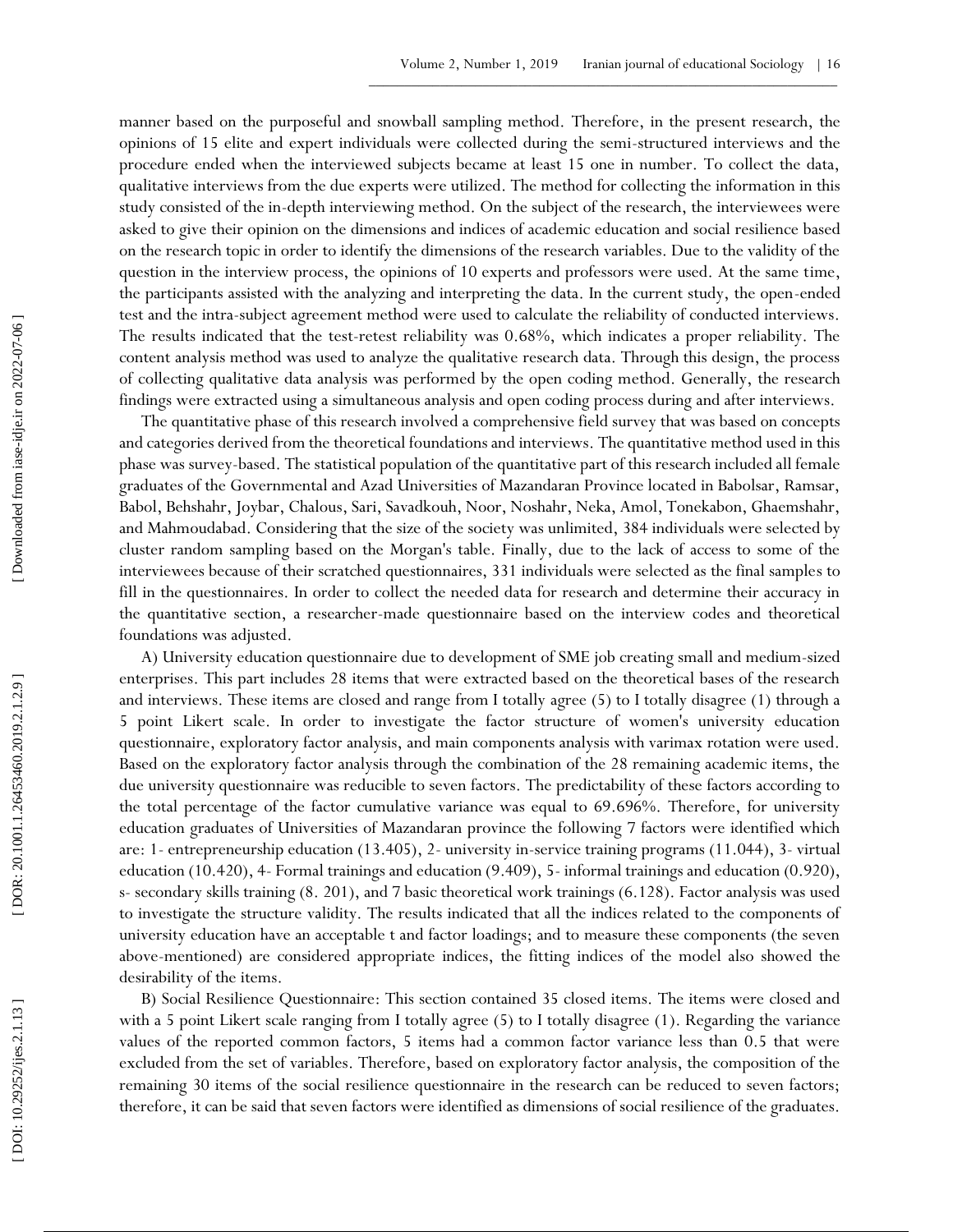manner based on the purposeful and snowball sampling method. Therefore, in the present research, the opinions of 15 elite and expert individuals were collected during the semi-structured interviews and the procedure ended when the interviewed subjects became at least 15 one in number. To collect the data, qualitative interviews from the due experts were utilized. The method for collecting the information in this study consisted of the in-depth interviewing method. On the subject of the research, the interviewees were asked to give their opinion on the dimensions and indices of academic education and social resilience based on the research topic in order to identify the dimensions of the research variables. Due to the validity of the question in the interview process, the opinions of 10 experts and professors were used. At the same time, the participants assisted with the analyzing and interpreting the data. In the current study, the open-ended test and the intra-subject agreement method were used to calculate the reliability of conducted interviews. The results indicated that the test-retest reliability was 0.68%, which indicates a proper reliability. The content analysis method was used to analyze the qualitative research data. Through this design, the process of collecting qualitative data analysis was performed by the open coding method. Generally, the research findings were extracted using a simultaneous analysis and open coding process during and after interviews.

The quantitative phase of this research involved a comprehensive field survey that was based on concepts and categories derived from the theoretical foundations and interviews. The quantitative method used in this phase was survey-based. The statistical population of the quantitative part of this research included all female graduates of the Governmental and Azad Universities of Mazandaran Province located in Babolsar, Ramsar, Babol, Behshahr, Joybar, Chalous, Sari, Savadkouh, Noor, Noshahr, Neka, Amol, Tonekabon, Ghaemshahr, and Mahmoudabad. Considering that the size of the society was unlimited, 384 individuals were selected by cluster random sampling based on the Morgan's table. Finally, due to the lack of access to some of the interviewees because of their scratched questionnaires, 331 individuals were selected as the final samples to fill in the questionnaires. In order to collect the needed data for research and determine their accuracy in the quantitative section, a researcher-made questionnaire based on the interview codes and theoretical foundations was adjusted.

A) University education questionnaire due to development of SME job creating small and medium-sized enterprises. This part includes 28 items that were extracted based on the theoretical bases of the research and interviews. These items are closed and range from I totally agree (5) to I totally disagree (1) through a 5 point Likert scale. In order to investigate the factor structure of women's university education questionnaire, exploratory factor analysis, and main components analysis with varimax rotation were used. Based on the exploratory factor analysis through the combination of the 28 remaining academic items, the due university questionnaire was reducible to seven factors. The predictability of these factors according to the total percentage of the factor cumulative variance was equal to 69.696%. Therefore, for university education graduates of Universities of Mazandaran province the following 7 factors were identified which are: 1- entrepreneurship education (13.405), 2- university in-service training programs (11.044), 3- virtual education (10.420), 4- Formal trainings and education (9.409), 5- informal trainings and education (0.920), s- secondary skills training (8. 201), and 7 basic theoretical work trainings (6.128). Factor analysis was used to investigate the structure validity. The results indicated that all the indices related to the components of university education have an acceptable t and factor loadings; and to measure these components (the seven above-mentioned) are considered appropriate indices, the fitting indices of the model also showed the desirability of the items.

B) Social Resilience Questionnaire: This section contained 35 closed items. The items were closed and with a 5 point Likert scale ranging from I totally agree (5) to I totally disagree (1). Regarding the variance values of the reported common factors, 5 items had a common factor variance less than 0.5 that were excluded from the set of variables. Therefore, based on exploratory factor analysis, the composition of the remaining 30 items of the social resilience questionnaire in the research can be reduced to seven factors; therefore, it can be said that seven factors were identified as dimensions of social resilience of the graduates.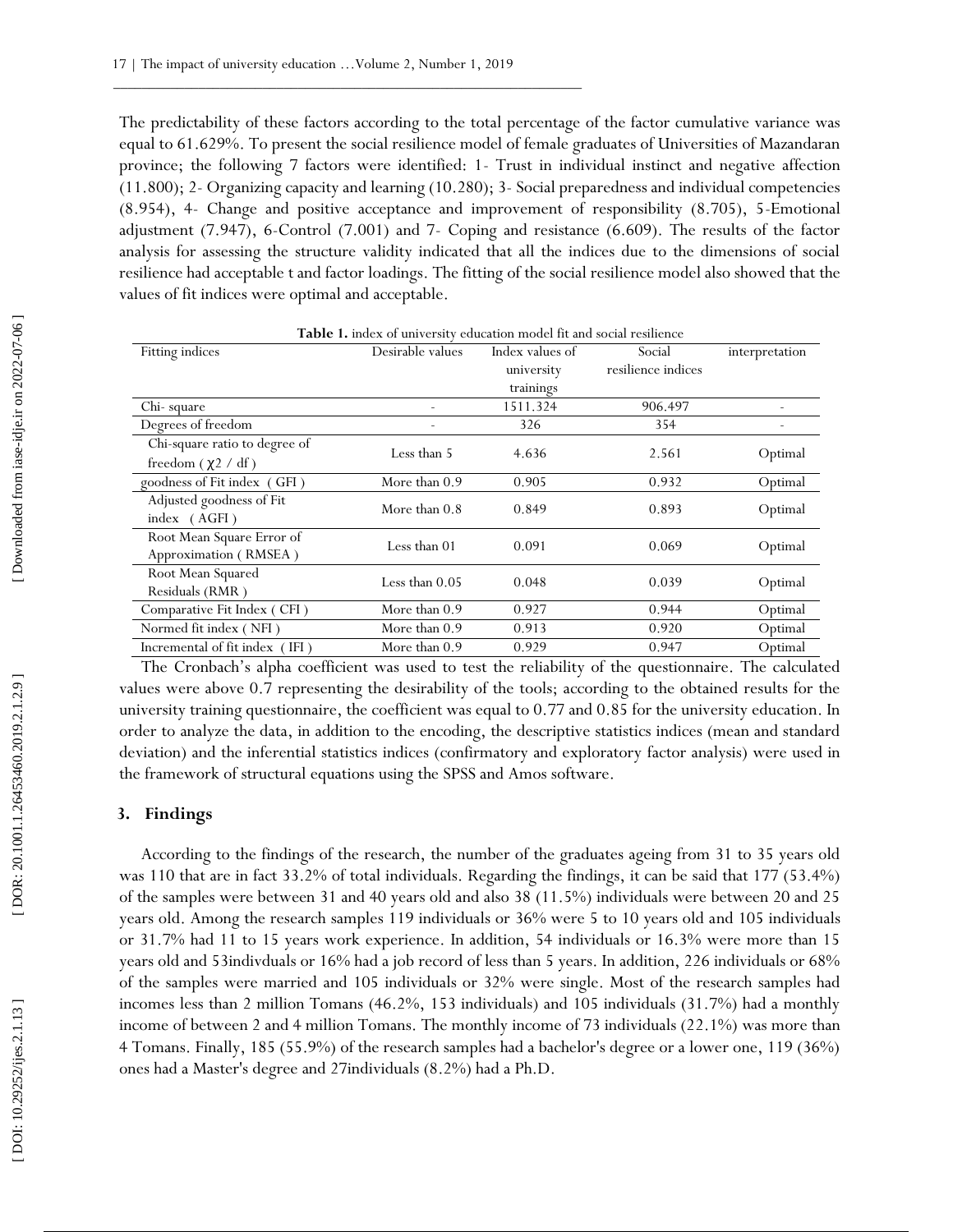The predictability of these factors according to the total percentage of the factor cumulative variance was equal to 61.629%. To present the social resilience model of female graduates of Universities of Mazandaran province; the following 7 factors were identified: 1- Trust in individual instinct and negative affection (11.800); 2- Organizing capacity and learning (10.280); 3- Social preparedness and individual competencies (8.954), 4- Change and positive acceptance and improvement of responsibility (8.705), 5-Emotional adjustment (7.947), 6-Control (7.001) and 7- Coping and resistance (6.609). The results of the factor analysis for assessing the structure validity indicated that all the indices due to the dimensions of social resilience had acceptable t and factor loadings. The fitting of the social resilience model also showed that the values of fit indices were optimal and acceptable.

**Table 1.** index of university education model fit and social resilience

| Fitting indices | Desirable values | Index values of university trainings | Social resilience indices | interpretation |
|---|---|---|---|---|
| Chi- square | - | 1511.324 | 906.497 | - |
| Degrees of freedom | - | 326 | 354 | - |
| Chi-square ratio to degree of freedom ( $\chi 2$ / df ) | Less than 5 | 4.636 | 2.561 | Optimal |
| goodness of Fit index ( GFI ) | More than 0.9 | 0.905 | 0.932 | Optimal |
| Adjusted goodness of Fit index ( AGFI ) | More than 0.8 | 0.849 | 0.893 | Optimal |
| Root Mean Square Error of Approximation ( RMSEA ) | Less than 01 | 0.091 | 0.069 | Optimal |
| Root Mean Squared Residuals (RMR ) | Less than 0.05 | 0.048 | 0.039 | Optimal |
| Comparative Fit Index ( CFI ) | More than 0.9 | 0.927 | 0.944 | Optimal |
| Normed fit index ( NFI ) | More than 0.9 | 0.913 | 0.920 | Optimal |
| Incremental of fit index ( IFI ) | More than 0.9 | 0.929 | 0.947 | Optimal |

The Cronbach's alpha coefficient was used to test the reliability of the questionnaire. The calculated values were above 0.7 representing the desirability of the tools; according to the obtained results for the university training questionnaire, the coefficient was equal to 0.77 and 0.85 for the university education. In order to analyze the data, in addition to the encoding, the descriptive statistics indices (mean and standard deviation) and the inferential statistics indices (confirmatory and exploratory factor analysis) were used in the framework of structural equations using the SPSS and Amos software.

## 3. Findings

According to the findings of the research, the number of the graduates ageing from 31 to 35 years old was 110 that are in fact 33.2% of total individuals. Regarding the findings, it can be said that 177 (53.4%) of the samples were between 31 and 40 years old and also 38 (11.5%) individuals were between 20 and 25 years old. Among the research samples 119 individuals or 36% were 5 to 10 years old and 105 individuals or 31.7% had 11 to 15 years work experience. In addition, 54 individuals or 16.3% were more than 15 years old and 53indivduals or 16% had a job record of less than 5 years. In addition, 226 individuals or 68% of the samples were married and 105 individuals or 32% were single. Most of the research samples had incomes less than 2 million Tomans (46.2%, 153 individuals) and 105 individuals (31.7%) had a monthly income of between 2 and 4 million Tomans. The monthly income of 73 individuals (22.1%) was more than 4 Tomans. Finally, 185 (55.9%) of the research samples had a bachelor's degree or a lower one, 119 (36%) ones had a Master's degree and 27individuals (8.2%) had a Ph.D.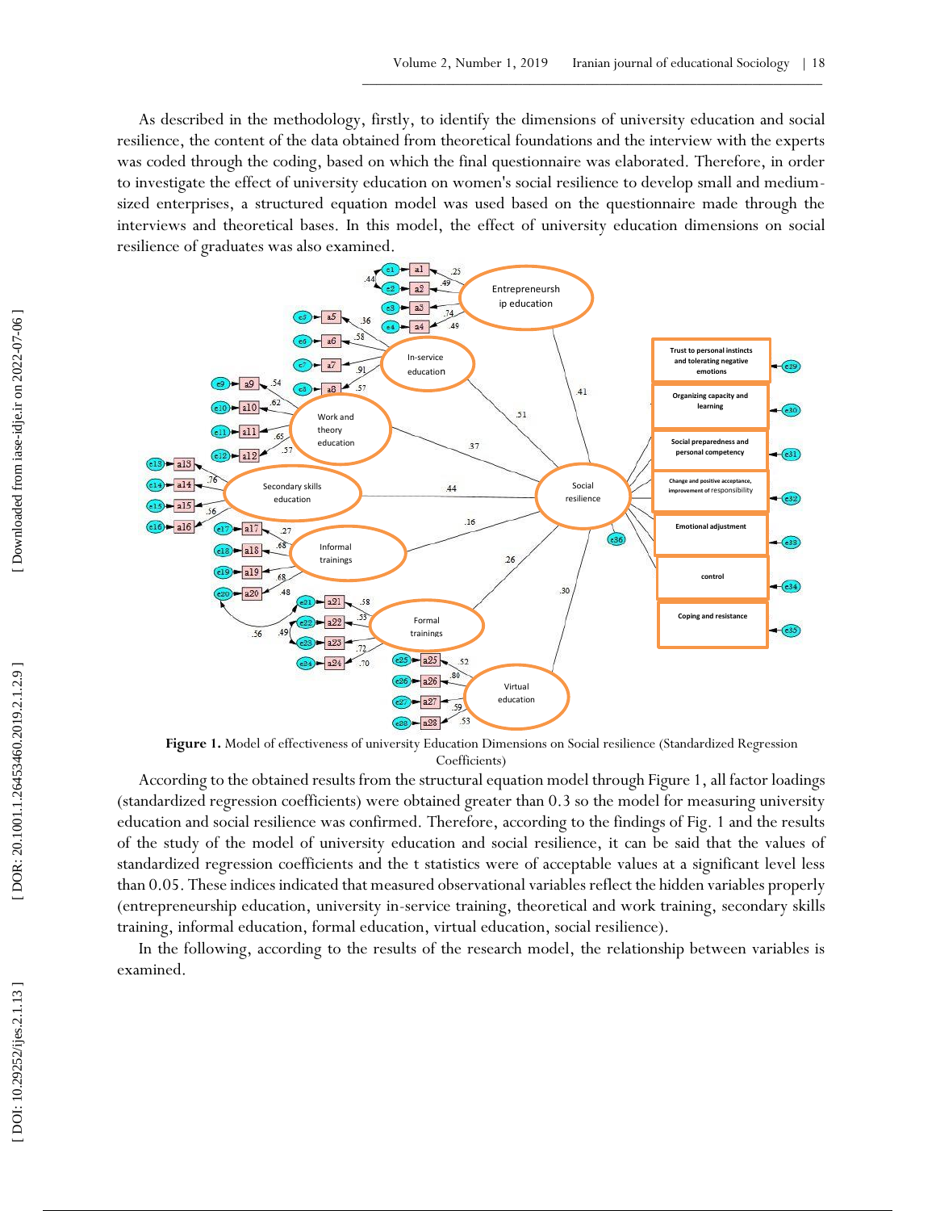As described in the methodology, firstly, to identify the dimensions of university education and social resilience, the content of the data obtained from theoretical foundations and the interview with the experts was coded through the coding, based on which the final questionnaire was elaborated. Therefore, in order to investigate the effect of university education on women's social resilience to develop small and medium-sized enterprises, a structured equation model was used based on the questionnaire made through the interviews and theoretical bases. In this model, the effect of university education dimensions on social resilience of graduates was also examined.

**Figure 1.** Model of effectiveness of university Education Dimensions on Social resilience (Standardized Regression Coefficients)

According to the obtained results from the structural equation model through Figure 1, all factor loadings (standardized regression coefficients) were obtained greater than 0.3 so the model for measuring university education and social resilience was confirmed. Therefore, according to the findings of Fig. 1 and the results of the study of the model of university education and social resilience, it can be said that the values of standardized regression coefficients and the t statistics were of acceptable values at a significant level less than 0.05. These indices indicated that measured observational variables reflect the hidden variables properly (entrepreneurship education, university in-service training, theoretical and work training, secondary skills training, informal education, formal education, virtual education, social resilience).

In the following, according to the results of the research model, the relationship between variables is examined.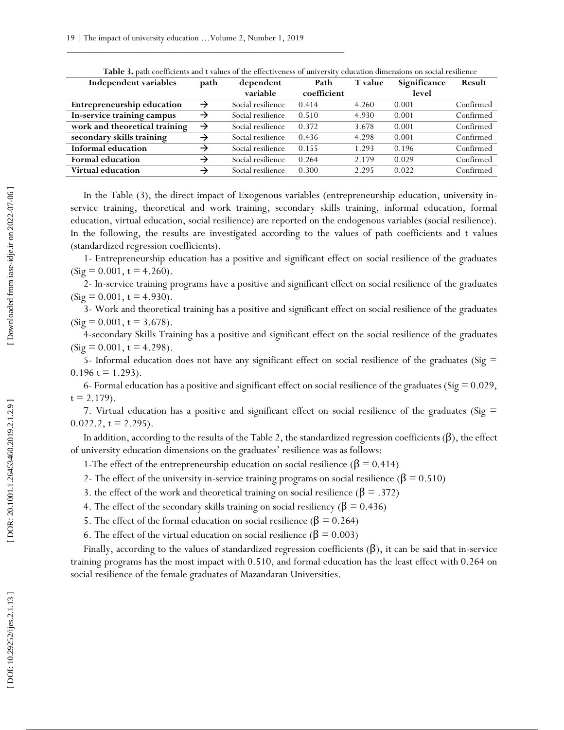**Table 3.** path coefficients and t values of the effectiveness of university education dimensions on social resilience

| Independent variables | path | dependent variable | Path coefficient | T value | Significance level | Result |
|---|---|---|---|---|---|---|
| **Entrepreneurship education** | → | Social resilience | 0.414 | 4.260 | 0.001 | Confirmed |
| **In-service training campus** | → | Social resilience | 0.510 | 4.930 | 0.001 | Confirmed |
| **work and theoretical training** | → | Social resilience | 0.372 | 3.678 | 0.001 | Confirmed |
| **secondary skills training** | → | Social resilience | 0.436 | 4.298 | 0.001 | Confirmed |
| **Informal education** | → | Social resilience | 0.155 | 1.293 | 0.196 | Confirmed |
| **Formal education** | → | Social resilience | 0.264 | 2.179 | 0.029 | Confirmed |
| **Virtual education** | → | Social resilience | 0.300 | 2.295 | 0.022 | Confirmed |

In the Table (3), the direct impact of Exogenous variables (entrepreneurship education, university in-service training, theoretical and work training, secondary skills training, informal education, formal education, virtual education, social resilience) are reported on the endogenous variables (social resilience). In the following, the results are investigated according to the values of path coefficients and t values (standardized regression coefficients).

1- Entrepreneurship education has a positive and significant effect on social resilience of the graduates (Sig = 0.001, t = 4.260).

2- In-service training programs have a positive and significant effect on social resilience of the graduates (Sig = 0.001, t = 4.930).

3- Work and theoretical training has a positive and significant effect on social resilience of the graduates (Sig = 0.001, t = 3.678).

4-secondary Skills Training has a positive and significant effect on the social resilience of the graduates (Sig = 0.001, t = 4.298).

5- Informal education does not have any significant effect on social resilience of the graduates (Sig = 0.196 t = 1.293).

6- Formal education has a positive and significant effect on social resilience of the graduates (Sig = 0.029, t = 2.179).

7. Virtual education has a positive and significant effect on social resilience of the graduates (Sig = 0.022.2, t = 2.295).

In addition, according to the results of the Table 2, the standardized regression coefficients (β), the effect of university education dimensions on the graduates' resilience was as follows:

1-The effect of the entrepreneurship education on social resilience (β = 0.414)

2- The effect of the university in-service training programs on social resilience (β = 0.510)

3. the effect of the work and theoretical training on social resilience (β = .372)

4. The effect of the secondary skills training on social resiliency (β = 0.436)

5. The effect of the formal education on social resilience (β = 0.264)

6. The effect of the virtual education on social resilience (β = 0.003)

Finally, according to the values of standardized regression coefficients (β), it can be said that in-service training programs has the most impact with 0.510, and formal education has the least effect with 0.264 on social resilience of the female graduates of Mazandaran Universities.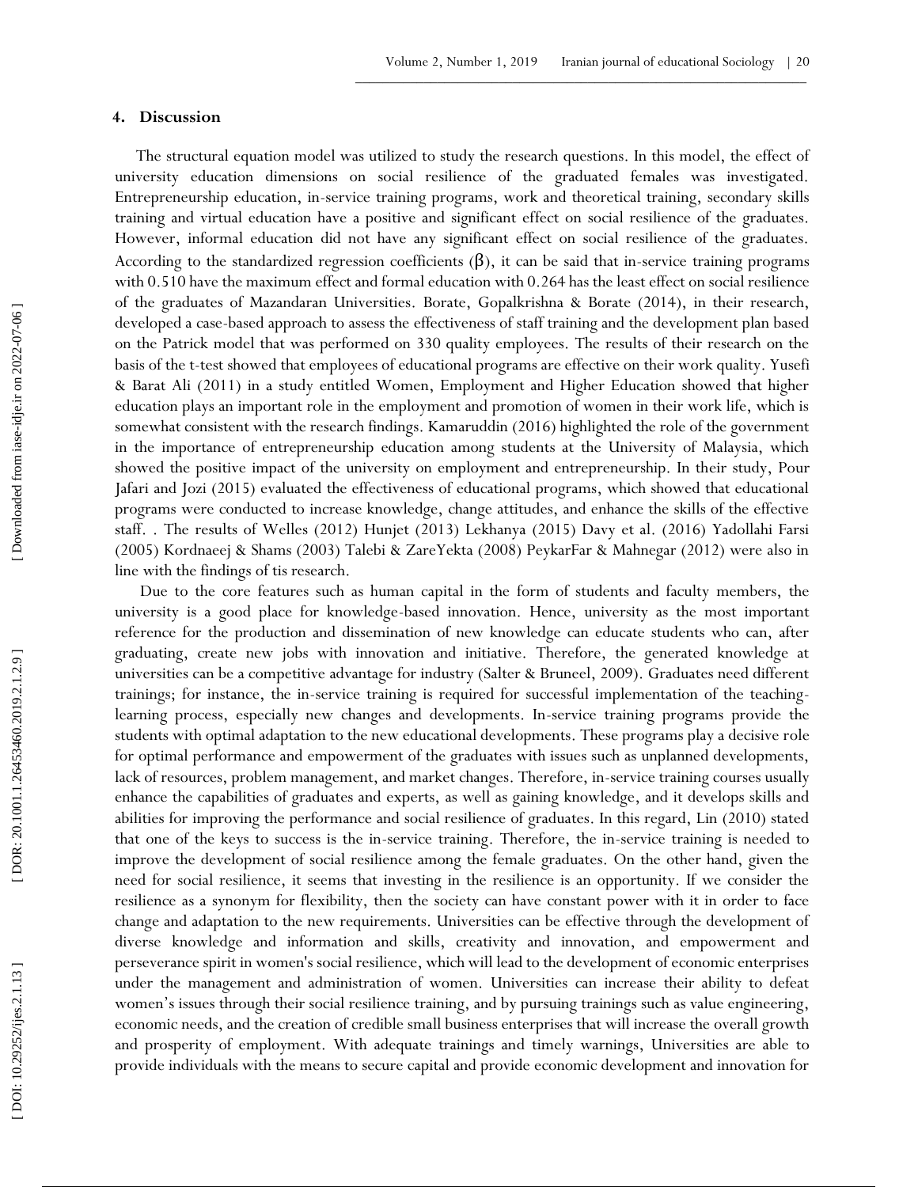## 4. Discussion

The structural equation model was utilized to study the research questions. In this model, the effect of university education dimensions on social resilience of the graduated females was investigated. Entrepreneurship education, in-service training programs, work and theoretical training, secondary skills training and virtual education have a positive and significant effect on social resilience of the graduates. However, informal education did not have any significant effect on social resilience of the graduates. According to the standardized regression coefficients (β), it can be said that in-service training programs with 0.510 have the maximum effect and formal education with 0.264 has the least effect on social resilience of the graduates of Mazandaran Universities. Borate, Gopalkrishna & Borate (2014), in their research, developed a case-based approach to assess the effectiveness of staff training and the development plan based on the Patrick model that was performed on 330 quality employees. The results of their research on the basis of the t-test showed that employees of educational programs are effective on their work quality. Yusefi & Barat Ali (2011) in a study entitled Women, Employment and Higher Education showed that higher education plays an important role in the employment and promotion of women in their work life, which is somewhat consistent with the research findings. Kamaruddin (2016) highlighted the role of the government in the importance of entrepreneurship education among students at the University of Malaysia, which showed the positive impact of the university on employment and entrepreneurship. In their study, Pour Jafari and Jozi (2015) evaluated the effectiveness of educational programs, which showed that educational programs were conducted to increase knowledge, change attitudes, and enhance the skills of the effective staff. . The results of Welles (2012) Hunjet (2013) Lekhanya (2015) Davy et al. (2016) Yadollahi Farsi (2005) Kordnaeej & Shams (2003) Talebi & ZareYekta (2008) PeykarFar & Mahnegar (2012) were also in line with the findings of tis research.

Due to the core features such as human capital in the form of students and faculty members, the university is a good place for knowledge-based innovation. Hence, university as the most important reference for the production and dissemination of new knowledge can educate students who can, after graduating, create new jobs with innovation and initiative. Therefore, the generated knowledge at universities can be a competitive advantage for industry (Salter & Bruneel, 2009). Graduates need different trainings; for instance, the in-service training is required for successful implementation of the teaching-learning process, especially new changes and developments. In-service training programs provide the students with optimal adaptation to the new educational developments. These programs play a decisive role for optimal performance and empowerment of the graduates with issues such as unplanned developments, lack of resources, problem management, and market changes. Therefore, in-service training courses usually enhance the capabilities of graduates and experts, as well as gaining knowledge, and it develops skills and abilities for improving the performance and social resilience of graduates. In this regard, Lin (2010) stated that one of the keys to success is the in-service training. Therefore, the in-service training is needed to improve the development of social resilience among the female graduates. On the other hand, given the need for social resilience, it seems that investing in the resilience is an opportunity. If we consider the resilience as a synonym for flexibility, then the society can have constant power with it in order to face change and adaptation to the new requirements. Universities can be effective through the development of diverse knowledge and information and skills, creativity and innovation, and empowerment and perseverance spirit in women's social resilience, which will lead to the development of economic enterprises under the management and administration of women. Universities can increase their ability to defeat women's issues through their social resilience training, and by pursuing trainings such as value engineering, economic needs, and the creation of credible small business enterprises that will increase the overall growth and prosperity of employment. With adequate trainings and timely warnings, Universities are able to provide individuals with the means to secure capital and provide economic development and innovation for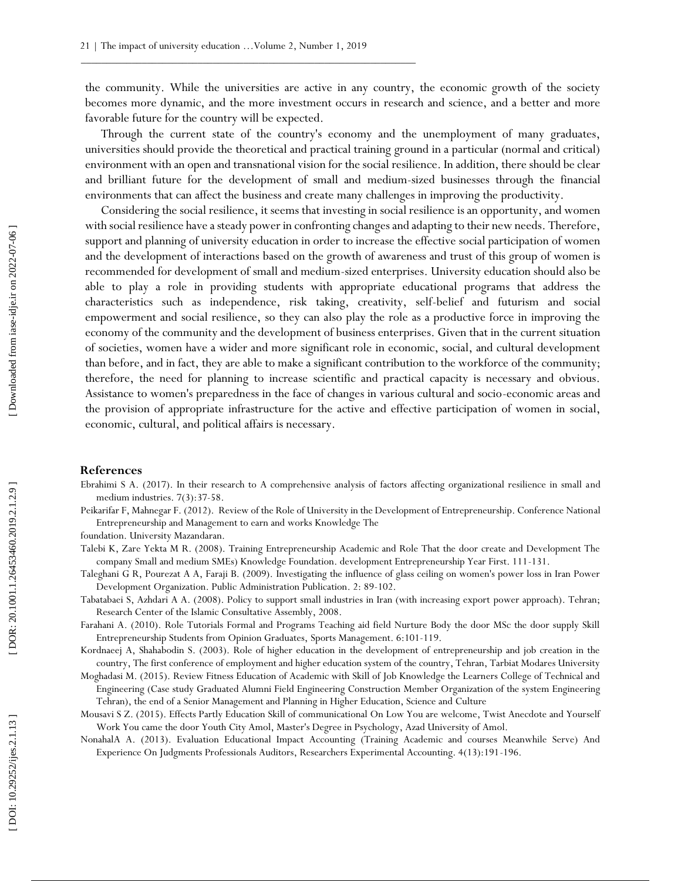the community. While the universities are active in any country, the economic growth of the society becomes more dynamic, and the more investment occurs in research and science, and a better and more favorable future for the country will be expected.

Through the current state of the country's economy and the unemployment of many graduates, universities should provide the theoretical and practical training ground in a particular (normal and critical) environment with an open and transnational vision for the social resilience. In addition, there should be clear and brilliant future for the development of small and medium-sized businesses through the financial environments that can affect the business and create many challenges in improving the productivity.

Considering the social resilience, it seems that investing in social resilience is an opportunity, and women with social resilience have a steady power in confronting changes and adapting to their new needs. Therefore, support and planning of university education in order to increase the effective social participation of women and the development of interactions based on the growth of awareness and trust of this group of women is recommended for development of small and medium-sized enterprises. University education should also be able to play a role in providing students with appropriate educational programs that address the characteristics such as independence, risk taking, creativity, self-belief and futurism and social empowerment and social resilience, so they can also play the role as a productive force in improving the economy of the community and the development of business enterprises. Given that in the current situation of societies, women have a wider and more significant role in economic, social, and cultural development than before, and in fact, they are able to make a significant contribution to the workforce of the community; therefore, the need for planning to increase scientific and practical capacity is necessary and obvious. Assistance to women's preparedness in the face of changes in various cultural and socio-economic areas and the provision of appropriate infrastructure for the active and effective participation of women in social, economic, cultural, and political affairs is necessary.

## References

Ebrahimi S A. (2017). In their research to A comprehensive analysis of factors affecting organizational resilience in small and medium industries. 7(3):37-58.

Peikarifar F, Mahnegar F. (2012). Review of the Role of University in the Development of Entrepreneurship. Conference National Entrepreneurship and Management to earn and works Knowledge The foundation. University Mazandaran.

Talebi K, Zare Yekta M R. (2008). Training Entrepreneurship Academic and Role That the door create and Development The company Small and medium SMEs) Knowledge Foundation. development Entrepreneurship Year First. 111-131.

Taleghani G R, Pourezat A A, Faraji B. (2009). Investigating the influence of glass ceiling on women's power loss in Iran Power Development Organization. Public Administration Publication. 2: 89-102.

Tabatabaei S, Azhdari A A. (2008). Policy to support small industries in Iran (with increasing export power approach). Tehran; Research Center of the Islamic Consultative Assembly, 2008.

Farahani A. (2010). Role Tutorials Formal and Programs Teaching aid field Nurture Body the door MSc the door supply Skill Entrepreneurship Students from Opinion Graduates, Sports Management. 6:101-119.

Kordnaeej A, Shahabodin S. (2003). Role of higher education in the development of entrepreneurship and job creation in the country, The first conference of employment and higher education system of the country, Tehran, Tarbiat Modares University

Moghadasi M. (2015). Review Fitness Education of Academic with Skill of Job Knowledge the Learners College of Technical and Engineering (Case study Graduated Alumni Field Engineering Construction Member Organization of the system Engineering Tehran), the end of a Senior Management and Planning in Higher Education, Science and Culture

Mousavi S Z. (2015). Effects Partly Education Skill of communicational On Low You are welcome, Twist Anecdote and Yourself Work You came the door Youth City Amol, Master's Degree in Psychology, Azad University of Amol.

NonahalA A. (2013). Evaluation Educational Impact Accounting (Training Academic and courses Meanwhile Serve) And Experience On Judgments Professionals Auditors, Researchers Experimental Accounting. 4(13):191-196.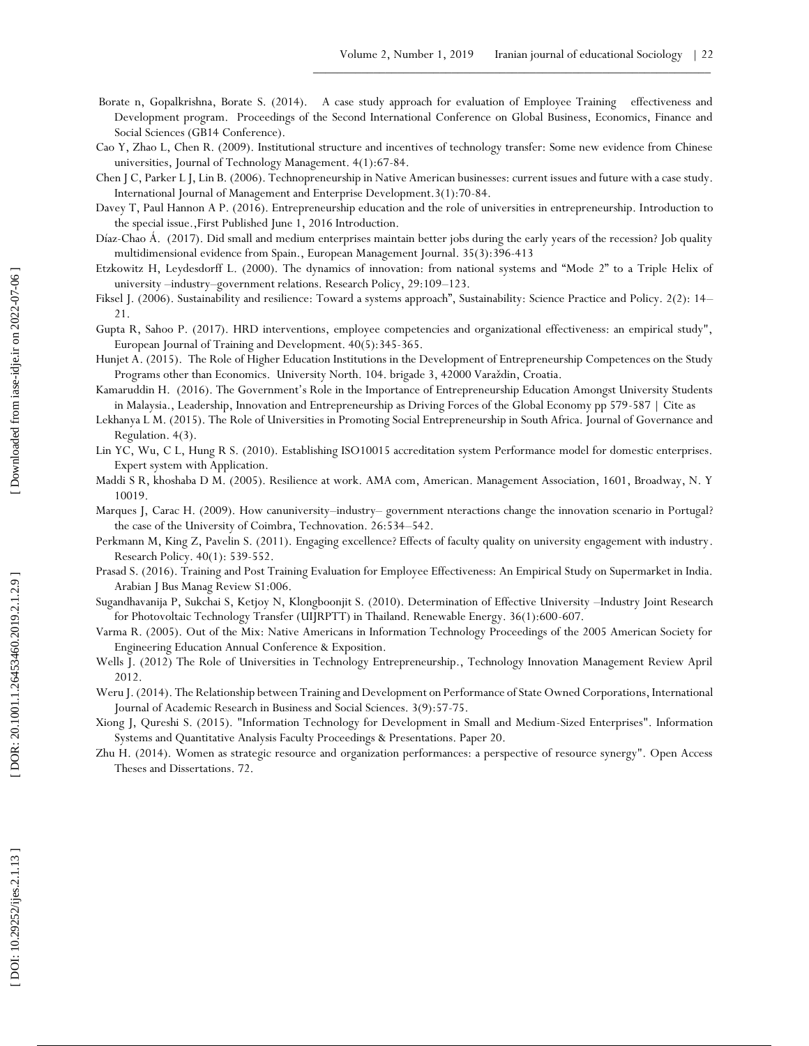Borate n, Gopalkrishna, Borate S. (2014). A case study approach for evaluation of Employee Training effectiveness and Development program. Proceedings of the Second International Conference on Global Business, Economics, Finance and Social Sciences (GB14 Conference).

Cao Y, Zhao L, Chen R. (2009). Institutional structure and incentives of technology transfer: Some new evidence from Chinese universities, Journal of Technology Management. 4(1):67-84.

Chen J C, Parker L J, Lin B. (2006). Technopreneurship in Native American businesses: current issues and future with a case study. International Journal of Management and Enterprise Development.3(1):70-84.

Davey T, Paul Hannon A P. (2016). Entrepreneurship education and the role of universities in entrepreneurship. Introduction to the special issue.,First Published June 1, 2016 Introduction.

Díaz-Chao Á. (2017). Did small and medium enterprises maintain better jobs during the early years of the recession? Job quality multidimensional evidence from Spain., European Management Journal. 35(3):396-413

Etzkowitz H, Leydesdorff L. (2000). The dynamics of innovation: from national systems and "Mode 2" to a Triple Helix of university –industry–government relations. Research Policy, 29:109–123.

Fiksel J. (2006). Sustainability and resilience: Toward a systems approach", Sustainability: Science Practice and Policy. 2(2): 14–21.

Gupta R, Sahoo P. (2017). HRD interventions, employee competencies and organizational effectiveness: an empirical study", European Journal of Training and Development. 40(5):345-365.

Hunjet A. (2015). The Role of Higher Education Institutions in the Development of Entrepreneurship Competences on the Study Programs other than Economics. University North. 104. brigade 3, 42000 Varaždin, Croatia.

Kamaruddin H. (2016). The Government's Role in the Importance of Entrepreneurship Education Amongst University Students in Malaysia., Leadership, Innovation and Entrepreneurship as Driving Forces of the Global Economy pp 579-587 | Cite as

Lekhanya L M. (2015). The Role of Universities in Promoting Social Entrepreneurship in South Africa. Journal of Governance and Regulation. 4(3).

Lin YC, Wu, C L, Hung R S. (2010). Establishing ISO10015 accreditation system Performance model for domestic enterprises. Expert system with Application.

Maddi S R, khoshaba D M. (2005). Resilience at work. AMA com, American. Management Association, 1601, Broadway, N. Y 10019.

Marques J, Carac H. (2009). How canuniversity–industry– government nteractions change the innovation scenario in Portugal? the case of the University of Coimbra, Technovation. 26:534–542.

Perkmann M, King Z, Pavelin S. (2011). Engaging excellence? Effects of faculty quality on university engagement with industry. Research Policy. 40(1): 539-552.

Prasad S. (2016). Training and Post Training Evaluation for Employee Effectiveness: An Empirical Study on Supermarket in India. Arabian J Bus Manag Review S1:006.

Sugandhavanija P, Sukchai S, Ketjoy N, Klongboonjit S. (2010). Determination of Effective University –Industry Joint Research for Photovoltaic Technology Transfer (UIJRPTT) in Thailand. Renewable Energy. 36(1):600-607.

Varma R. (2005). Out of the Mix: Native Americans in Information Technology Proceedings of the 2005 American Society for Engineering Education Annual Conference & Exposition.

Wells J. (2012) The Role of Universities in Technology Entrepreneurship., Technology Innovation Management Review April 2012.

Weru J. (2014). The Relationship between Training and Development on Performance of State Owned Corporations, International Journal of Academic Research in Business and Social Sciences. 3(9):57-75.

Xiong J, Qureshi S. (2015). "Information Technology for Development in Small and Medium-Sized Enterprises". Information Systems and Quantitative Analysis Faculty Proceedings & Presentations. Paper 20.

Zhu H. (2014). Women as strategic resource and organization performances: a perspective of resource synergy". Open Access Theses and Dissertations. 72.